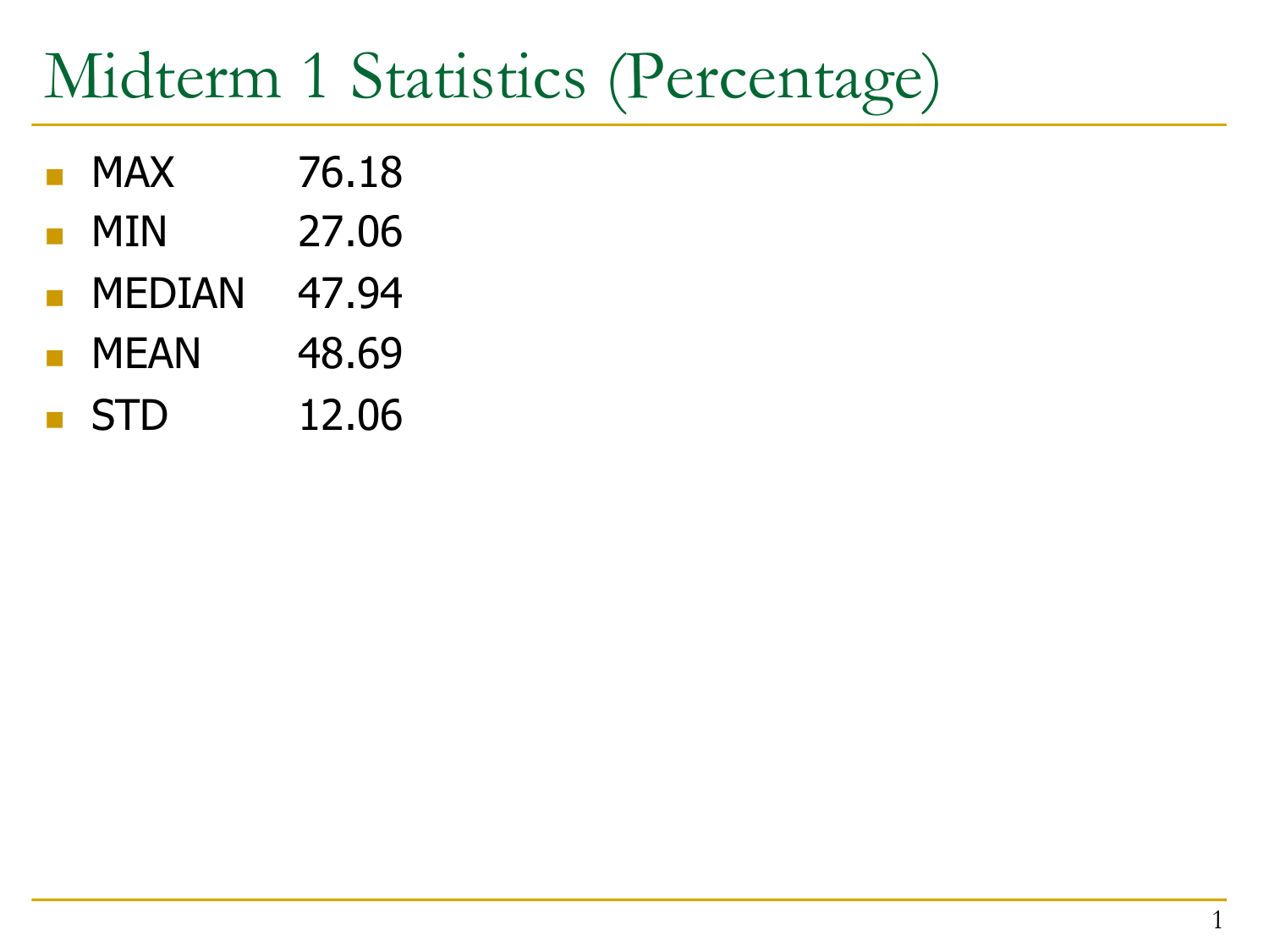# Midterm 1 Statistics (Percentage)

- MAX 76.18
- MIN 27.06
- MEDIAN 47.94
- MEAN 48.69
- STD 12.06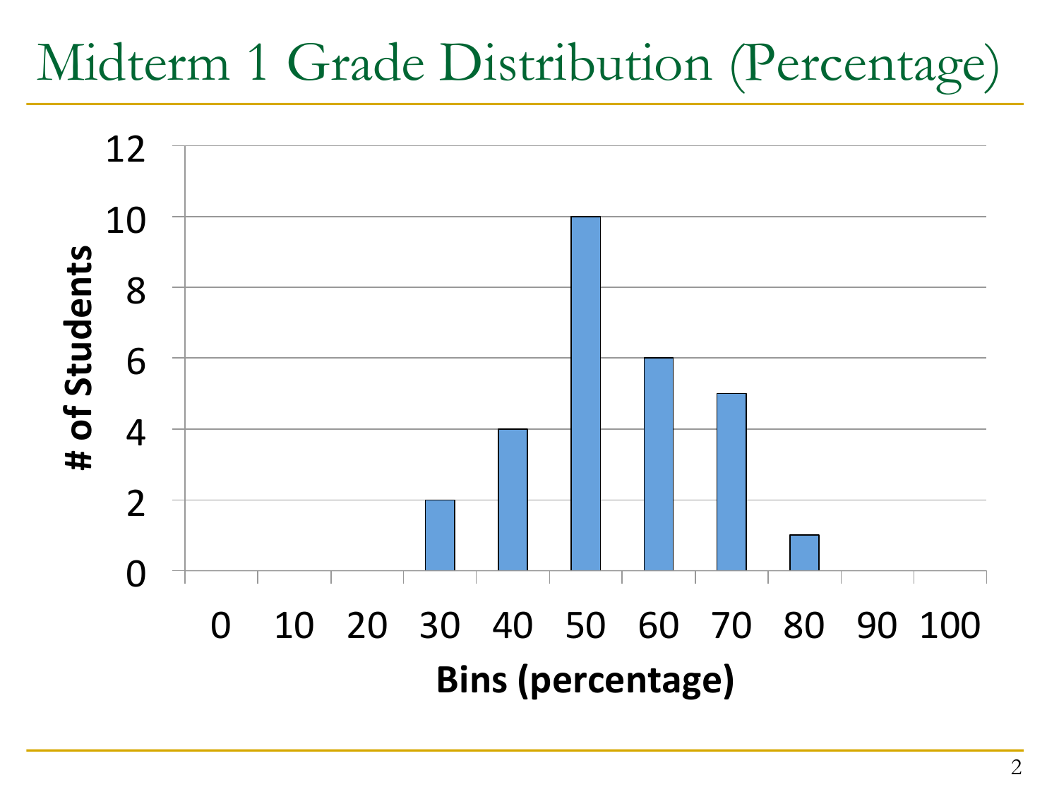# Midterm 1 Grade Distribution (Percentage)

| Bins (percentage) | # of Students |
|---|---|
| 0 | 0 |
| 10 | 0 |
| 20 | 0 |
| 30 | 2 |
| 40 | 4 |
| 50 | 10 |
| 60 | 6 |
| 70 | 5 |
| 80 | 1 |
| 90 | 0 |
| 100 | 0 |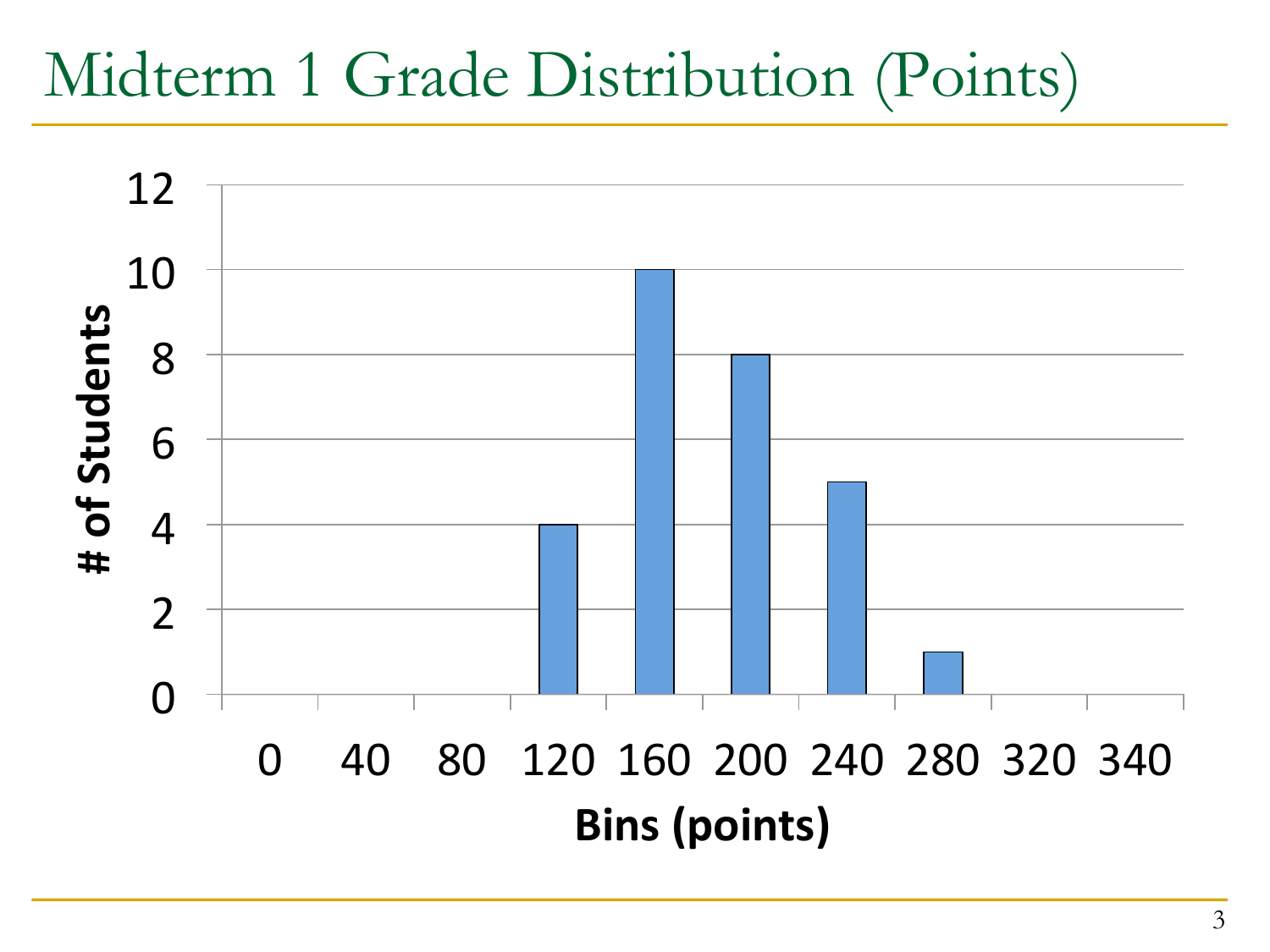# Midterm 1 Grade Distribution (Points)

| Bins (points) | # of Students |
|---|---|
| 0 | 0 |
| 40 | 0 |
| 80 | 0 |
| 120 | 4 |
| 160 | 10 |
| 200 | 8 |
| 240 | 5 |
| 280 | 1 |
| 320 | 0 |
| 340 | 0 |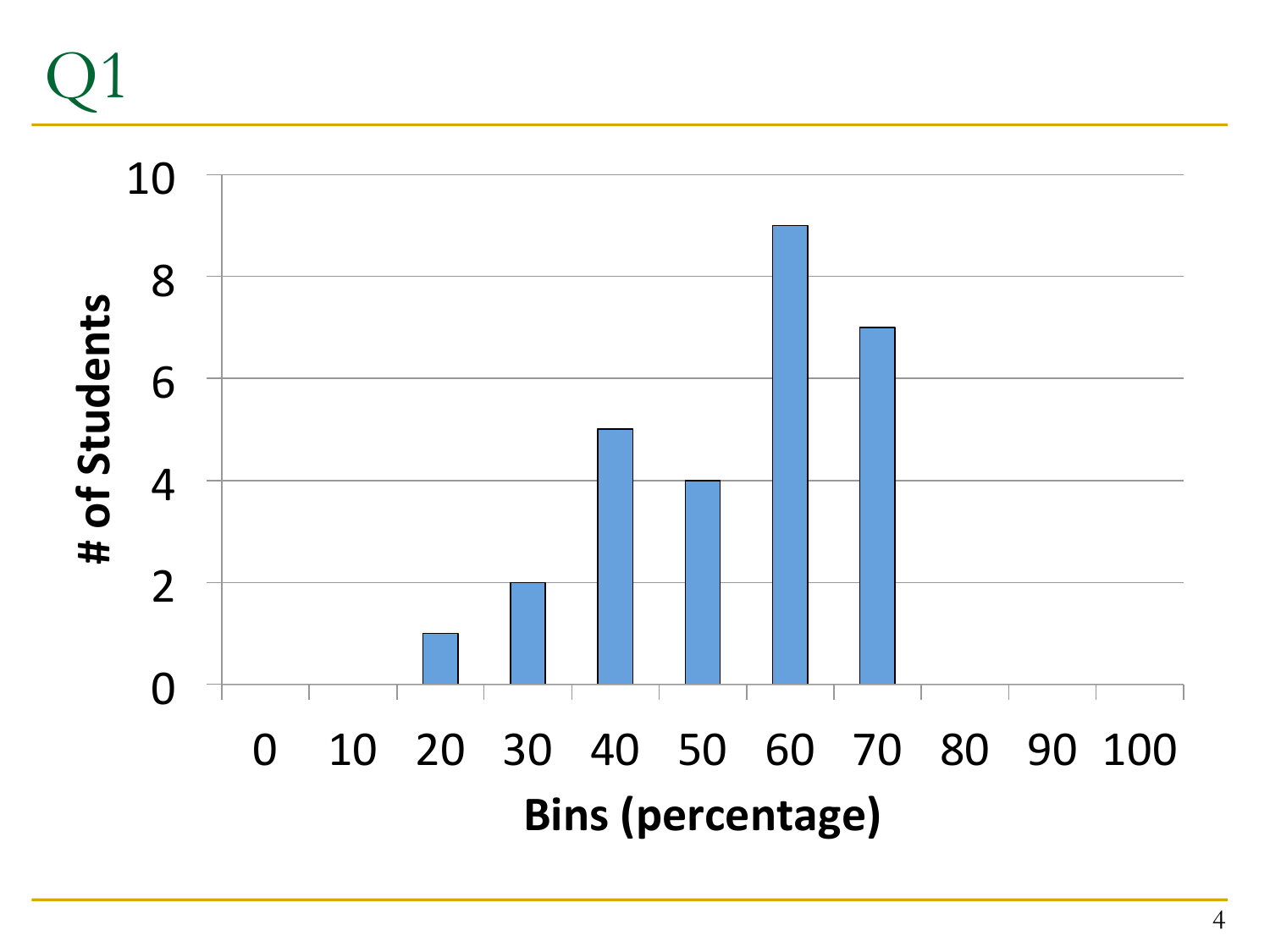# Q1

| Bins (percentage) | # of Students |
|---|---|
| 0 | 0 |
| 10 | 0 |
| 20 | 1 |
| 30 | 2 |
| 40 | 5 |
| 50 | 4 |
| 60 | 9 |
| 70 | 7 |
| 80 | 0 |
| 90 | 0 |
| 100 | 0 |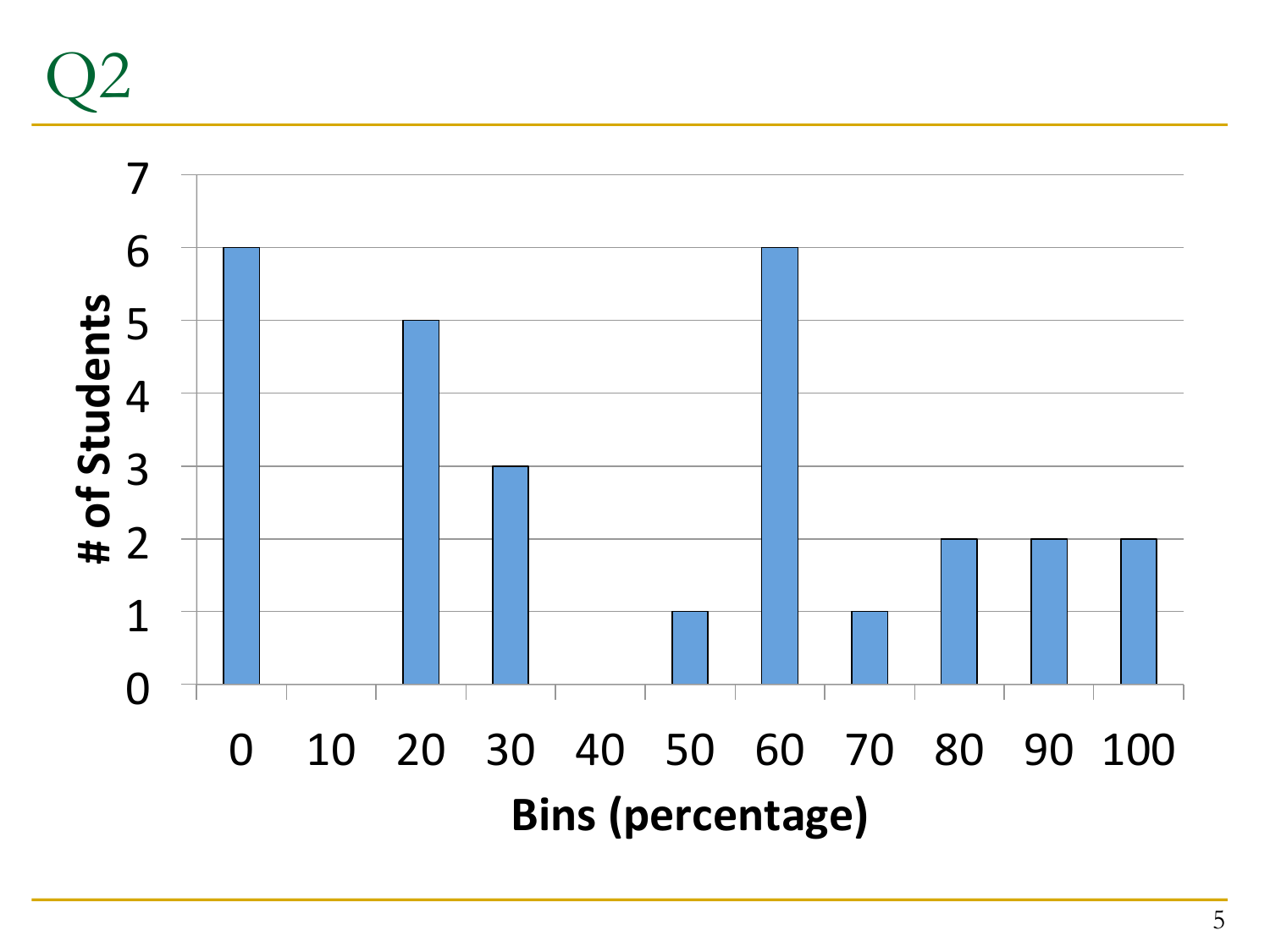# Q2

| Bins (percentage) | # of Students |
|---|---|
| 0 | 6 |
| 10 | 0 |
| 20 | 5 |
| 30 | 3 |
| 40 | 0 |
| 50 | 1 |
| 60 | 6 |
| 70 | 1 |
| 80 | 2 |
| 90 | 2 |
| 100 | 2 |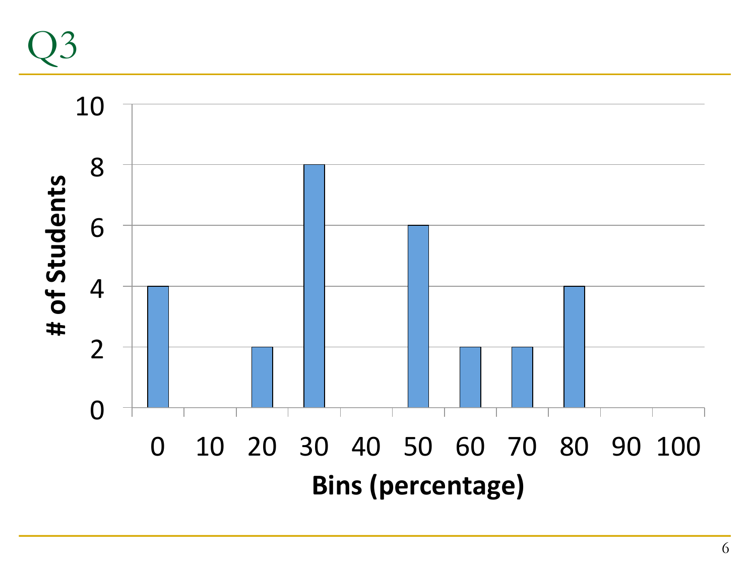# Q3

| Bins (percentage) | # of Students |
|---|---|
| 0 | 4 |
| 10 | 0 |
| 20 | 2 |
| 30 | 8 |
| 40 | 0 |
| 50 | 6 |
| 60 | 2 |
| 70 | 2 |
| 80 | 4 |
| 90 | 0 |
| 100 | 0 |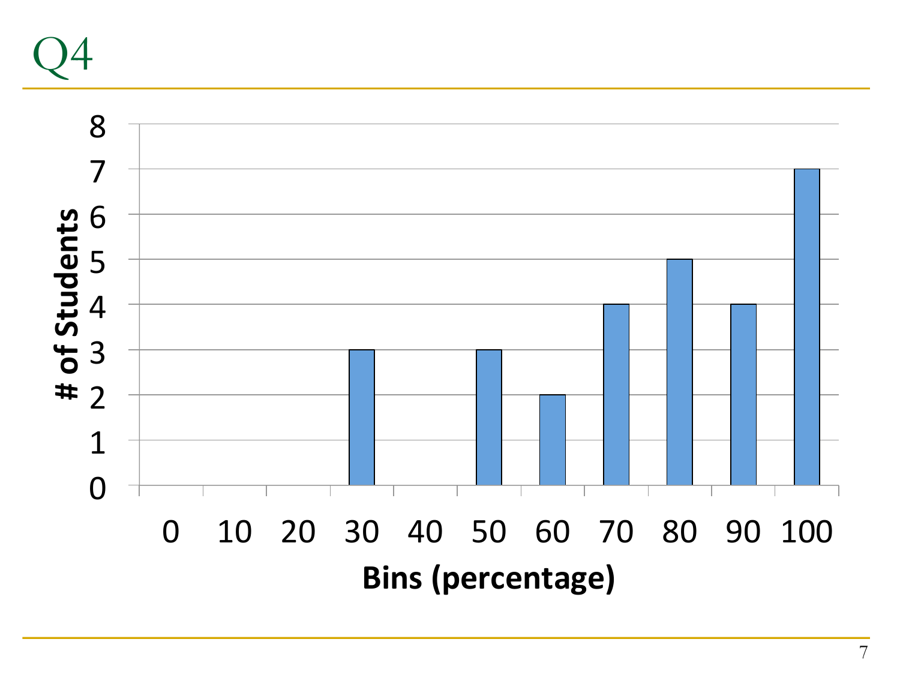# Q4

| Bins (percentage) | # of Students |
|---|---|
| 0 | 0 |
| 10 | 0 |
| 20 | 0 |
| 30 | 3 |
| 40 | 0 |
| 50 | 3 |
| 60 | 2 |
| 70 | 4 |
| 80 | 5 |
| 90 | 4 |
| 100 | 7 |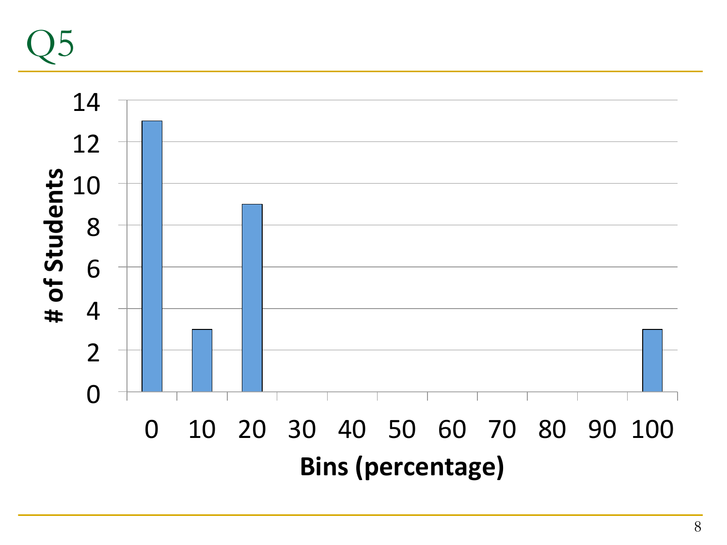# Q5

| Bins (percentage) | # of Students |
|---|---|
| 0 | 13 |
| 10 | 3 |
| 20 | 9 |
| 30 | 0 |
| 40 | 0 |
| 50 | 0 |
| 60 | 0 |
| 70 | 0 |
| 80 | 0 |
| 90 | 0 |
| 100 | 3 |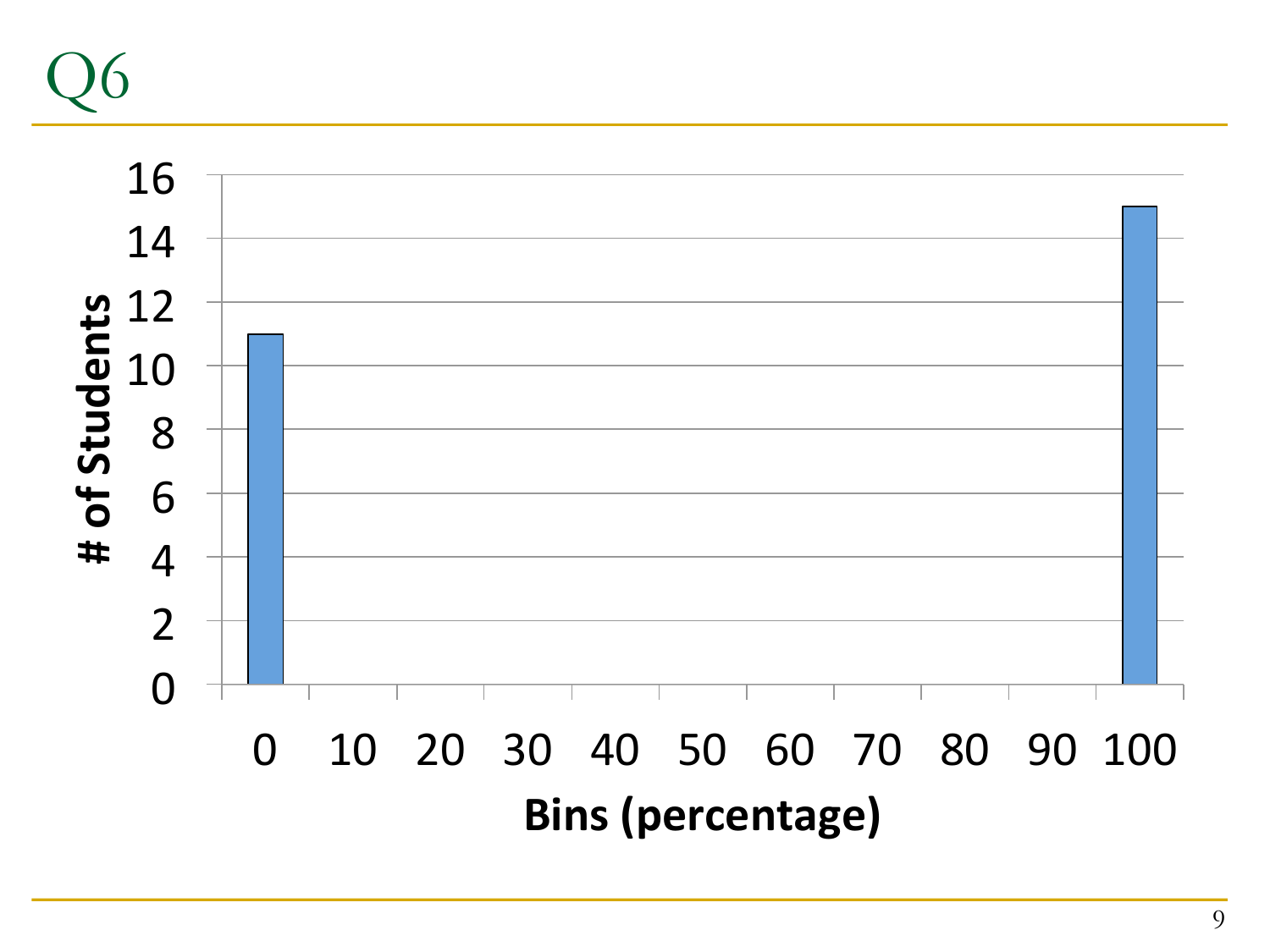# Q6

| Bins (percentage) | # of Students |
| --- | --- |
| 0 | 11 |
| 10 | 0 |
| 20 | 0 |
| 30 | 0 |
| 40 | 0 |
| 50 | 0 |
| 60 | 0 |
| 70 | 0 |
| 80 | 0 |
| 90 | 0 |
| 100 | 15 |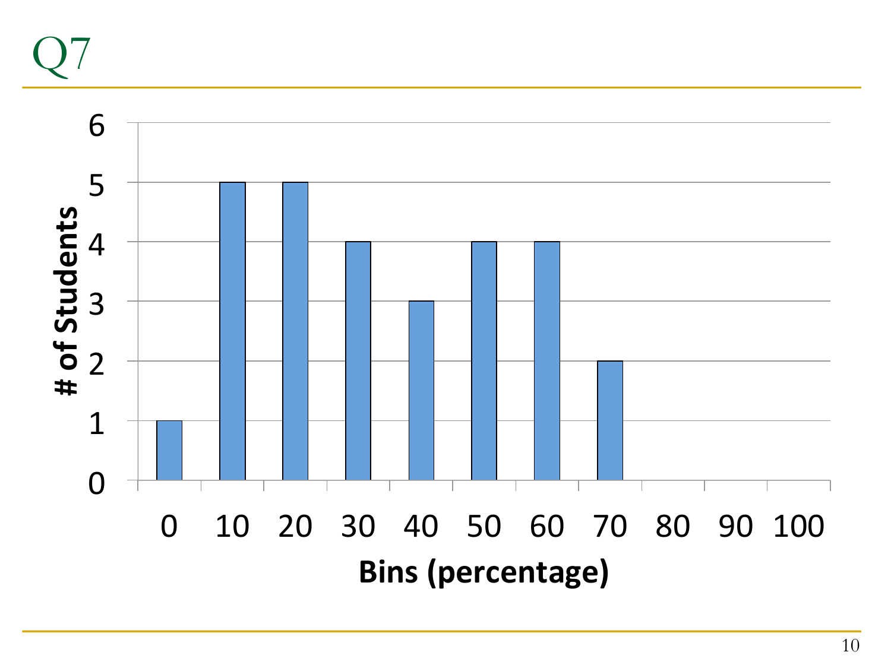# Q7

| Bins (percentage) | # of Students |
|---|---|
| 0 | 1 |
| 10 | 5 |
| 20 | 5 |
| 30 | 4 |
| 40 | 3 |
| 50 | 4 |
| 60 | 4 |
| 70 | 2 |
| 80 | 0 |
| 90 | 0 |
| 100 | 0 |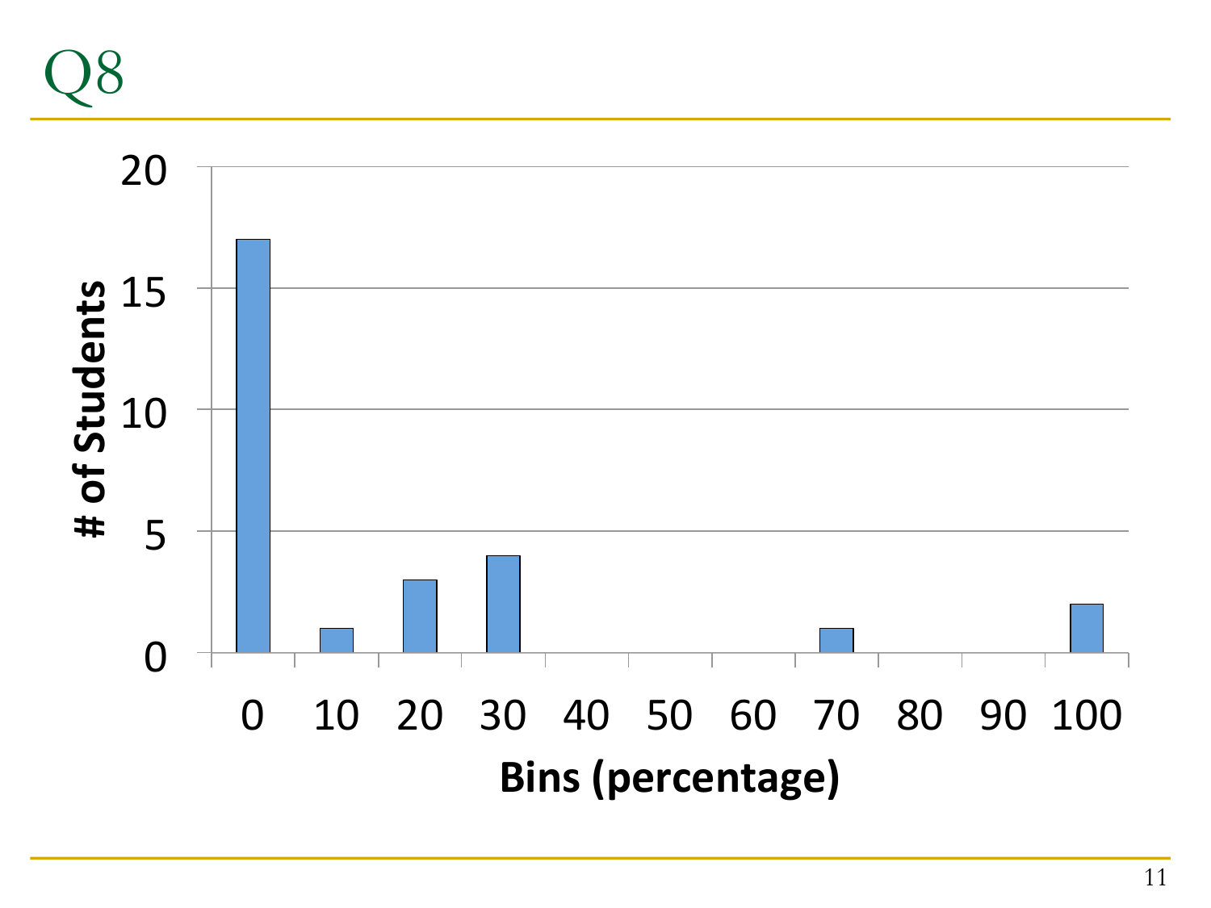# Q8

20

15

10

5

0

# of Students

0 10 20 30 40 50 60 70 80 90 100

Bins (percentage)